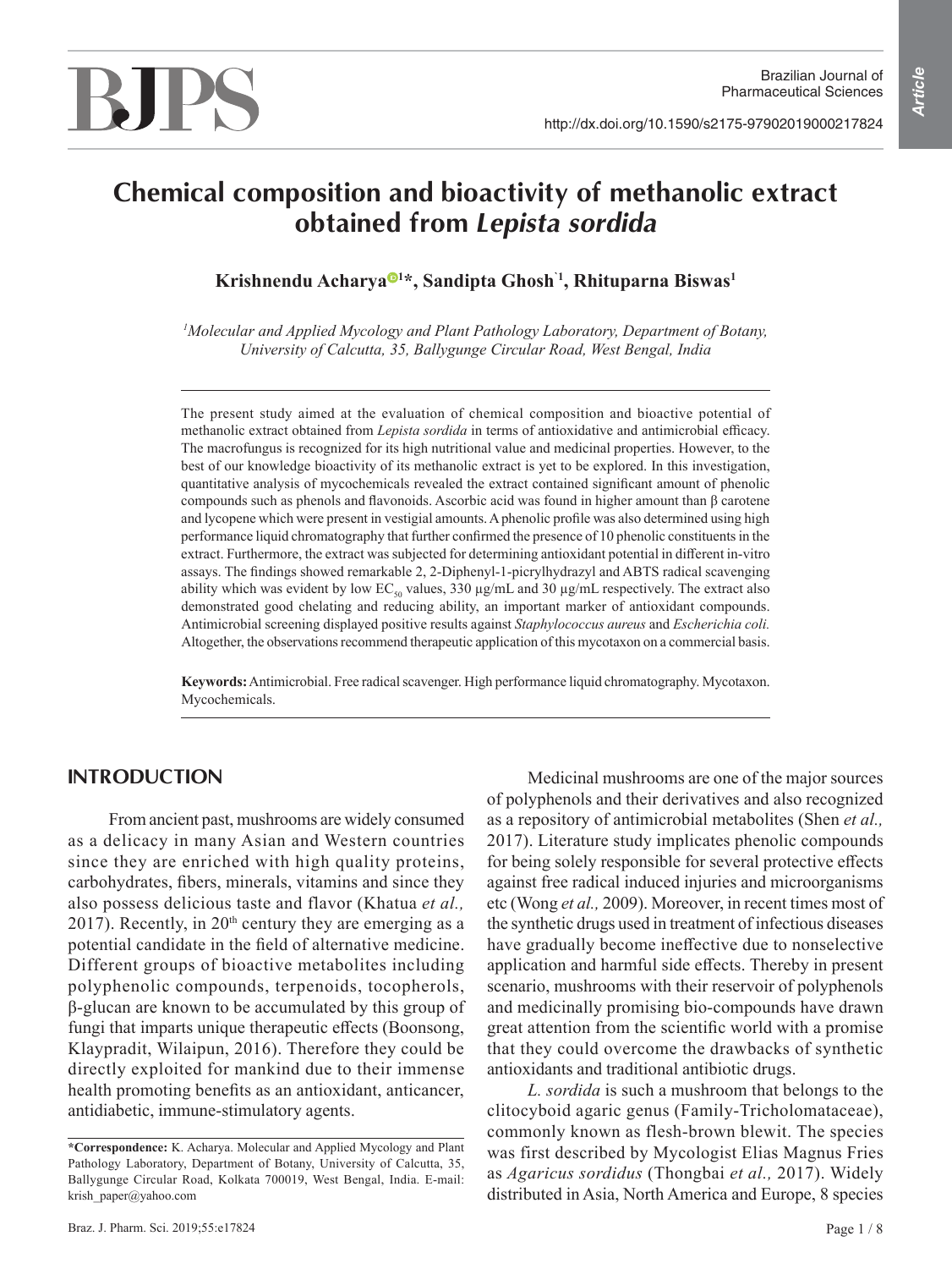Brazilian Journal of Pharmaceutical Sciences

http://dx.doi.org/10.1590/s2175-97902019000217824

# Chemical composition and bioactivity of methanolic extract obtained from *Lepista sordida*

**Krishnendu Acharya[1]*, Sandipta Ghosh[1], Rhituparna Biswas[1]**

*[1]Molecular and Applied Mycology and Plant Pathology Laboratory, Department of Botany, University of Calcutta, 35, Ballygunge Circular Road, West Bengal, India*

The present study aimed at the evaluation of chemical composition and bioactive potential of methanolic extract obtained from *Lepista sordida* in terms of antioxidative and antimicrobial efficacy. The macrofungus is recognized for its high nutritional value and medicinal properties. However, to the best of our knowledge bioactivity of its methanolic extract is yet to be explored. In this investigation, quantitative analysis of mycochemicals revealed the extract contained significant amount of phenolic compounds such as phenols and flavonoids. Ascorbic acid was found in higher amount than β carotene and lycopene which were present in vestigial amounts. A phenolic profile was also determined using high performance liquid chromatography that further confirmed the presence of 10 phenolic constituents in the extract. Furthermore, the extract was subjected for determining antioxidant potential in different in-vitro assays. The findings showed remarkable 2, 2-Diphenyl-1-picrylhydrazyl and ABTS radical scavenging ability which was evident by low $EC_{50}$ values, 330 µg/mL and 30 µg/mL respectively. The extract also demonstrated good chelating and reducing ability, an important marker of antioxidant compounds. Antimicrobial screening displayed positive results against *Staphylococcus aureus* and *Escherichia coli.* Altogether, the observations recommend therapeutic application of this mycotaxon on a commercial basis.

**Keywords:** Antimicrobial. Free radical scavenger. High performance liquid chromatography. Mycotaxon. Mycochemicals.

## INTRODUCTION

From ancient past, mushrooms are widely consumed as a delicacy in many Asian and Western countries since they are enriched with high quality proteins, carbohydrates, fibers, minerals, vitamins and since they also possess delicious taste and flavor (Khatua *et al.,* 2017). Recently, in 20th century they are emerging as a potential candidate in the field of alternative medicine. Different groups of bioactive metabolites including polyphenolic compounds, terpenoids, tocopherols, β-glucan are known to be accumulated by this group of fungi that imparts unique therapeutic effects (Boonsong, Klaypradit, Wilaipun, 2016). Therefore they could be directly exploited for mankind due to their immense health promoting benefits as an antioxidant, anticancer, antidiabetic, immune-stimulatory agents.

Medicinal mushrooms are one of the major sources of polyphenols and their derivatives and also recognized as a repository of antimicrobial metabolites (Shen *et al.,* 2017). Literature study implicates phenolic compounds for being solely responsible for several protective effects against free radical induced injuries and microorganisms etc (Wong *et al.,* 2009). Moreover, in recent times most of the synthetic drugs used in treatment of infectious diseases have gradually become ineffective due to nonselective application and harmful side effects. Thereby in present scenario, mushrooms with their reservoir of polyphenols and medicinally promising bio-compounds have drawn great attention from the scientific world with a promise that they could overcome the drawbacks of synthetic antioxidants and traditional antibiotic drugs.

*L. sordida* is such a mushroom that belongs to the clitocyboid agaric genus (Family-Tricholomataceae), commonly known as flesh-brown blewit. The species was first described by Mycologist Elias Magnus Fries as *Agaricus sordidus* (Thongbai *et al.,* 2017). Widely distributed in Asia, North America and Europe, 8 species

**\*Correspondence:** K. Acharya. Molecular and Applied Mycology and Plant Pathology Laboratory, Department of Botany, University of Calcutta, 35, Ballygunge Circular Road, Kolkata 700019, West Bengal, India. E-mail: krish_paper@yahoo.com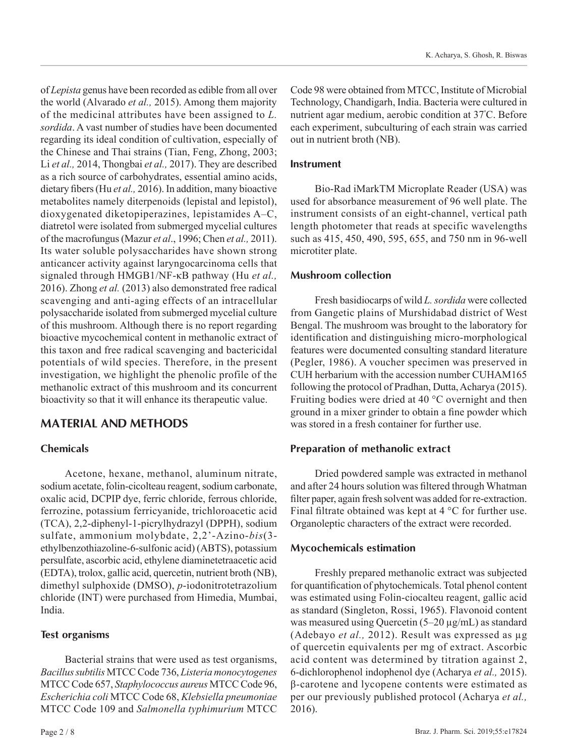of *Lepista* genus have been recorded as edible from all over the world (Alvarado *et al.,* 2015). Among them majority of the medicinal attributes have been assigned to *L. sordida*. A vast number of studies have been documented regarding its ideal condition of cultivation, especially of the Chinese and Thai strains (Tian, Feng, Zhong, 2003; Li *et al.,* 2014, Thongbai *et al.,* 2017). They are described as a rich source of carbohydrates, essential amino acids, dietary fibers (Hu *et al.,* 2016). In addition, many bioactive metabolites namely diterpenoids (lepistal and lepistol), dioxygenated diketopiperazines, lepistamides A–C, diatretol were isolated from submerged mycelial cultures of the macrofungus (Mazur *et al*., 1996; Chen *et al.,* 2011). Its water soluble polysaccharides have shown strong anticancer activity against laryngocarcinoma cells that signaled through HMGB1/NF-κB pathway (Hu *et al.,* 2016). Zhong *et al.* (2013) also demonstrated free radical scavenging and anti-aging effects of an intracellular polysaccharide isolated from submerged mycelial culture of this mushroom. Although there is no report regarding bioactive mycochemical content in methanolic extract of this taxon and free radical scavenging and bactericidal potentials of wild species. Therefore, in the present investigation, we highlight the phenolic profile of the methanolic extract of this mushroom and its concurrent bioactivity so that it will enhance its therapeutic value.

## MATERIAL AND METHODS

### Chemicals

Acetone, hexane, methanol, aluminum nitrate, sodium acetate, folin-cicolteau reagent, sodium carbonate, oxalic acid, DCPIP dye, ferric chloride, ferrous chloride, ferrozine, potassium ferricyanide, trichloroacetic acid (TCA), 2,2-diphenyl-1-picrylhydrazyl (DPPH), sodium sulfate, ammonium molybdate, 2,2'-Azino-*bis*(3-ethylbenzothiazoline-6-sulfonic acid) (ABTS), potassium persulfate, ascorbic acid, ethylene diaminetetraacetic acid (EDTA), trolox, gallic acid, quercetin, nutrient broth (NB), dimethyl sulphoxide (DMSO), *p*-iodonitrotetrazolium chloride (INT) were purchased from Himedia, Mumbai, India.

### Test organisms

Bacterial strains that were used as test organisms, *Bacillus subtilis* MTCC Code 736, *Listeria monocytogenes* MTCC Code 657, *Staphylococcus aureus* MTCC Code 96, *Escherichia coli* MTCC Code 68, *Klebsiella pneumoniae* MTCC Code 109 and *Salmonella typhimurium* MTCC Code 98 were obtained from MTCC, Institute of Microbial Technology, Chandigarh, India. Bacteria were cultured in nutrient agar medium, aerobic condition at 37°C. Before each experiment, subculturing of each strain was carried out in nutrient broth (NB).

### Instrument

Bio-Rad iMarkTM Microplate Reader (USA) was used for absorbance measurement of 96 well plate. The instrument consists of an eight-channel, vertical path length photometer that reads at specific wavelengths such as 415, 450, 490, 595, 655, and 750 nm in 96-well microtiter plate.

### Mushroom collection

Fresh basidiocarps of wild *L. sordida* were collected from Gangetic plains of Murshidabad district of West Bengal. The mushroom was brought to the laboratory for identification and distinguishing micro-morphological features were documented consulting standard literature (Pegler, 1986). A voucher specimen was preserved in CUH herbarium with the accession number CUHAM165 following the protocol of Pradhan, Dutta, Acharya (2015). Fruiting bodies were dried at 40 °C overnight and then ground in a mixer grinder to obtain a fine powder which was stored in a fresh container for further use.

### Preparation of methanolic extract

Dried powdered sample was extracted in methanol and after 24 hours solution was filtered through Whatman filter paper, again fresh solvent was added for re-extraction. Final filtrate obtained was kept at 4 °C for further use. Organoleptic characters of the extract were recorded.

### Mycochemicals estimation

Freshly prepared methanolic extract was subjected for quantification of phytochemicals. Total phenol content was estimated using Folin-ciocalteu reagent, gallic acid as standard (Singleton, Rossi, 1965). Flavonoid content was measured using Quercetin (5–20 µg/mL) as standard (Adebayo *et al.,* 2012). Result was expressed as µg of quercetin equivalents per mg of extract. Ascorbic acid content was determined by titration against 2, 6-dichlorophenol indophenol dye (Acharya *et al.,* 2015). β-carotene and lycopene contents were estimated as per our previously published protocol (Acharya *et al.,* 2016).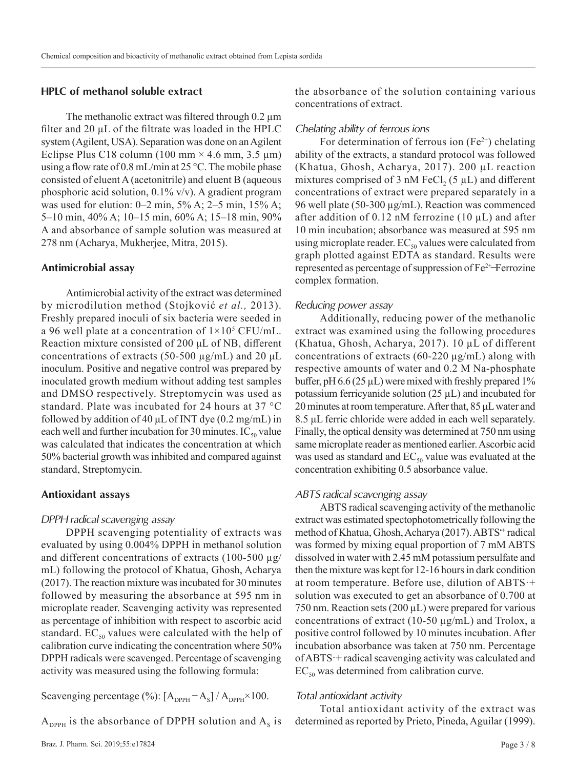## HPLC of methanol soluble extract

The methanolic extract was filtered through 0.2 µm filter and 20 µL of the filtrate was loaded in the HPLC system (Agilent, USA). Separation was done on an Agilent Eclipse Plus C18 column (100 mm × 4.6 mm, 3.5 µm) using a flow rate of 0.8 mL/min at 25 °C. The mobile phase consisted of eluent A (acetonitrile) and eluent B (aqueous phosphoric acid solution, 0.1% v/v). A gradient program was used for elution: 0–2 min, 5% A; 2–5 min, 15% A; 5–10 min, 40% A; 10–15 min, 60% A; 15–18 min, 90% A and absorbance of sample solution was measured at 278 nm (Acharya, Mukherjee, Mitra, 2015).

## Antimicrobial assay

Antimicrobial activity of the extract was determined by microdilution method (Stojković *et al.,* 2013). Freshly prepared inoculi of six bacteria were seeded in a 96 well plate at a concentration of $1×10^5$ CFU/mL. Reaction mixture consisted of 200 µL of NB, different concentrations of extracts (50-500 µg/mL) and 20 µL inoculum. Positive and negative control was prepared by inoculated growth medium without adding test samples and DMSO respectively. Streptomycin was used as standard. Plate was incubated for 24 hours at 37 °C followed by addition of 40 µL of INT dye (0.2 mg/mL) in each well and further incubation for 30 minutes. $IC_{50}$ value was calculated that indicates the concentration at which 50% bacterial growth was inhibited and compared against standard, Streptomycin.

## Antioxidant assays

### *DPPH radical scavenging assay*

DPPH scavenging potentiality of extracts was evaluated by using 0.004% DPPH in methanol solution and different concentrations of extracts (100-500 µg/mL) following the protocol of Khatua, Ghosh, Acharya (2017). The reaction mixture was incubated for 30 minutes followed by measuring the absorbance at 595 nm in microplate reader. Scavenging activity was represented as percentage of inhibition with respect to ascorbic acid standard. $EC_{50}$ values were calculated with the help of calibration curve indicating the concentration where 50% DPPH radicals were scavenged. Percentage of scavenging activity was measured using the following formula:

Scavenging percentage (%): $[A_{DPPH} - A_S] / A_{DPPH} \times 100$.

$A_{DPPH}$ is the absorbance of DPPH solution and $A_S$ is the absorbance of the solution containing various concentrations of extract.

### *Chelating ability of ferrous ions*

For determination of ferrous ion ($Fe^{2+}$) chelating ability of the extracts, a standard protocol was followed (Khatua, Ghosh, Acharya, 2017). 200 µL reaction mixtures comprised of 3 nM $FeCl_2$ (5 µL) and different concentrations of extract were prepared separately in a 96 well plate (50-300 µg/mL). Reaction was commenced after addition of 0.12 nM ferrozine (10 µL) and after 10 min incubation; absorbance was measured at 595 nm using microplate reader. $EC_{50}$ values were calculated from graph plotted against EDTA as standard. Results were represented as percentage of suppression of $Fe^{2+}$–Ferrozine complex formation.

### *Reducing power assay*

Additionally, reducing power of the methanolic extract was examined using the following procedures (Khatua, Ghosh, Acharya, 2017). 10 µL of different concentrations of extracts (60-220 µg/mL) along with respective amounts of water and 0.2 M Na-phosphate buffer, pH 6.6 (25 µL) were mixed with freshly prepared 1% potassium ferricyanide solution (25 µL) and incubated for 20 minutes at room temperature. After that, 85 µL water and 8.5 µL ferric chloride were added in each well separately. Finally, the optical density was determined at 750 nm using same microplate reader as mentioned earlier. Ascorbic acid was used as standard and $EC_{50}$ value was evaluated at the concentration exhibiting 0.5 absorbance value.

### *ABTS radical scavenging assay*

ABTS radical scavenging activity of the methanolic extract was estimated spectophotometrically following the method of Khatua, Ghosh, Acharya (2017). $ABTS^{•+}$ radical was formed by mixing equal proportion of 7 mM ABTS dissolved in water with 2.45 mM potassium persulfate and then the mixture was kept for 12-16 hours in dark condition at room temperature. Before use, dilution of ABTS·+ solution was executed to get an absorbance of 0.700 at 750 nm. Reaction sets (200 µL) were prepared for various concentrations of extract (10-50 µg/mL) and Trolox, a positive control followed by 10 minutes incubation. After incubation absorbance was taken at 750 nm. Percentage of ABTS·+ radical scavenging activity was calculated and $EC_{50}$ was determined from calibration curve.

### *Total antioxidant activity*

Total antioxidant activity of the extract was determined as reported by Prieto, Pineda, Aguilar (1999).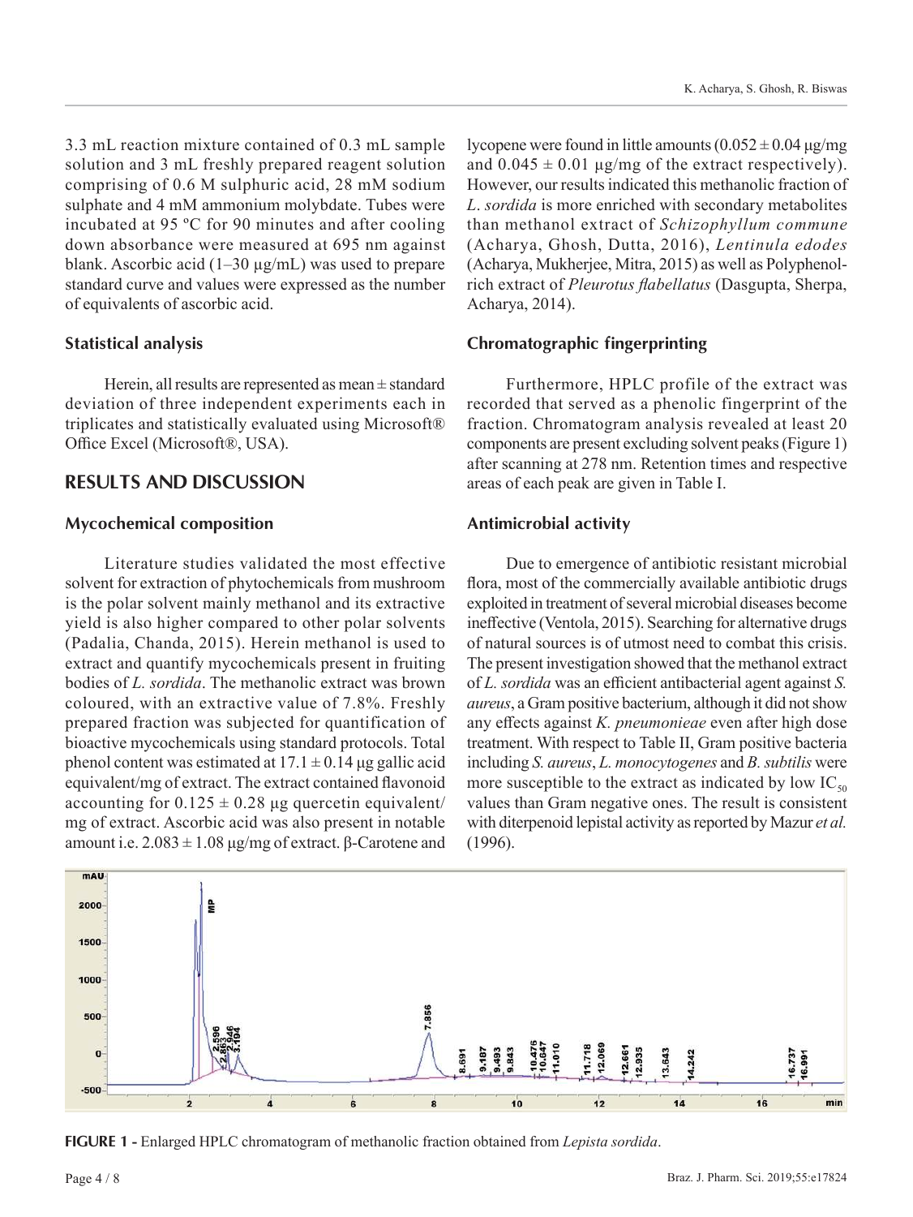3.3 mL reaction mixture contained of 0.3 mL sample solution and 3 mL freshly prepared reagent solution comprising of 0.6 M sulphuric acid, 28 mM sodium sulphate and 4 mM ammonium molybdate. Tubes were incubated at 95 ºC for 90 minutes and after cooling down absorbance were measured at 695 nm against blank. Ascorbic acid (1–30 µg/mL) was used to prepare standard curve and values were expressed as the number of equivalents of ascorbic acid.

### Statistical analysis

Herein, all results are represented as mean ± standard deviation of three independent experiments each in triplicates and statistically evaluated using Microsoft® Office Excel (Microsoft®, USA).

## RESULTS AND DISCUSSION

### Mycochemical composition

Literature studies validated the most effective solvent for extraction of phytochemicals from mushroom is the polar solvent mainly methanol and its extractive yield is also higher compared to other polar solvents (Padalia, Chanda, 2015). Herein methanol is used to extract and quantify mycochemicals present in fruiting bodies of *L. sordida*. The methanolic extract was brown coloured, with an extractive value of 7.8%. Freshly prepared fraction was subjected for quantification of bioactive mycochemicals using standard protocols. Total phenol content was estimated at 17.1 ± 0.14 µg gallic acid equivalent/mg of extract. The extract contained flavonoid accounting for 0.125 ± 0.28 µg quercetin equivalent/mg of extract. Ascorbic acid was also present in notable amount i.e. 2.083 ± 1.08 µg/mg of extract. β-Carotene and lycopene were found in little amounts (0.052 ± 0.04 µg/mg and 0.045 ± 0.01 µg/mg of the extract respectively). However, our results indicated this methanolic fraction of *L. sordida* is more enriched with secondary metabolites than methanol extract of *Schizophyllum commune* (Acharya, Ghosh, Dutta, 2016), *Lentinula edodes* (Acharya, Mukherjee, Mitra, 2015) as well as Polyphenol-rich extract of *Pleurotus flabellatus* (Dasgupta, Sherpa, Acharya, 2014).

### Chromatographic fingerprinting

Furthermore, HPLC profile of the extract was recorded that served as a phenolic fingerprint of the fraction. Chromatogram analysis revealed at least 20 components are present excluding solvent peaks (Figure 1) after scanning at 278 nm. Retention times and respective areas of each peak are given in Table I.

### Antimicrobial activity

Due to emergence of antibiotic resistant microbial flora, most of the commercially available antibiotic drugs exploited in treatment of several microbial diseases become ineffective (Ventola, 2015). Searching for alternative drugs of natural sources is of utmost need to combat this crisis. The present investigation showed that the methanol extract of *L. sordida* was an efficient antibacterial agent against *S. aureus*, a Gram positive bacterium, although it did not show any effects against *K. pneumonieae* even after high dose treatment. With respect to Table II, Gram positive bacteria including *S. aureus*, *L. monocytogenes* and *B. subtilis* were more susceptible to the extract as indicated by low $IC_{50}$ values than Gram negative ones. The result is consistent with diterpenoid lepistal activity as reported by Mazur *et al.* (1996).

**FIGURE 1 -** Enlarged HPLC chromatogram of methanolic fraction obtained from *Lepista sordida*.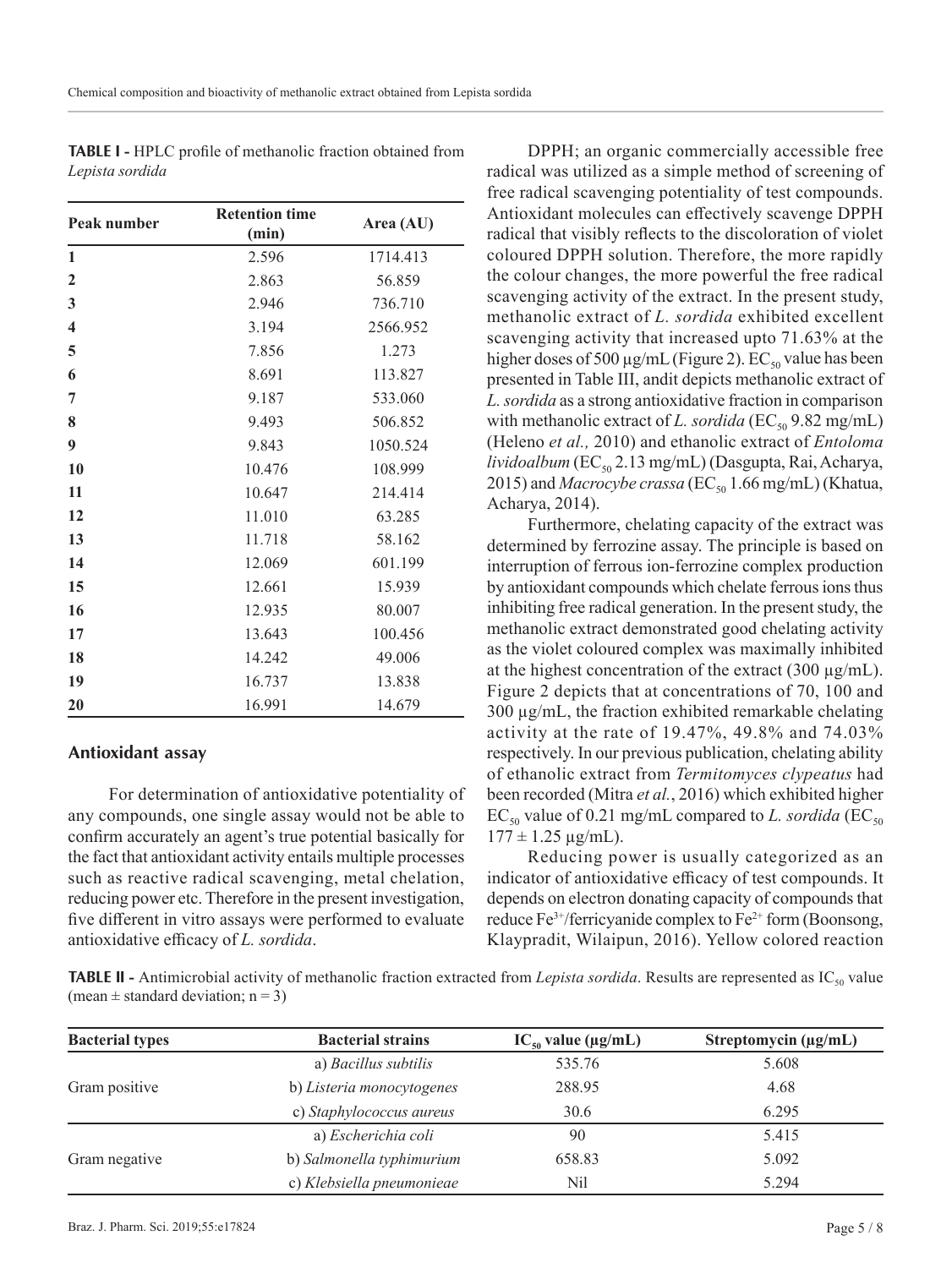**TABLE I -** HPLC profile of methanolic fraction obtained from *Lepista sordida*

| Peak number | Retention time (min) | Area (AU) |
|---|---|---|
| 1 | 2.596 | 1714.413 |
| 2 | 2.863 | 56.859 |
| 3 | 2.946 | 736.710 |
| 4 | 3.194 | 2566.952 |
| 5 | 7.856 | 1.273 |
| 6 | 8.691 | 113.827 |
| 7 | 9.187 | 533.060 |
| 8 | 9.493 | 506.852 |
| 9 | 9.843 | 1050.524 |
| 10 | 10.476 | 108.999 |
| 11 | 10.647 | 214.414 |
| 12 | 11.010 | 63.285 |
| 13 | 11.718 | 58.162 |
| 14 | 12.069 | 601.199 |
| 15 | 12.661 | 15.939 |
| 16 | 12.935 | 80.007 |
| 17 | 13.643 | 100.456 |
| 18 | 14.242 | 49.006 |
| 19 | 16.737 | 13.838 |
| 20 | 16.991 | 14.679 |

## Antioxidant assay

For determination of antioxidative potentiality of any compounds, one single assay would not be able to confirm accurately an agent's true potential basically for the fact that antioxidant activity entails multiple processes such as reactive radical scavenging, metal chelation, reducing power etc. Therefore in the present investigation, five different in vitro assays were performed to evaluate antioxidative efficacy of *L. sordida*.

DPPH; an organic commercially accessible free radical was utilized as a simple method of screening of free radical scavenging potentiality of test compounds. Antioxidant molecules can effectively scavenge DPPH radical that visibly reflects to the discoloration of violet coloured DPPH solution. Therefore, the more rapidly the colour changes, the more powerful the free radical scavenging activity of the extract. In the present study, methanolic extract of *L. sordida* exhibited excellent scavenging activity that increased upto 71.63% at the higher doses of 500 µg/mL (Figure 2). $EC_{50}$ value has been presented in Table III, andit depicts methanolic extract of *L. sordida* as a strong antioxidative fraction in comparison with methanolic extract of *L. sordida* ($EC_{50}$ 9.82 mg/mL) (Heleno *et al.,* 2010) and ethanolic extract of *Entoloma lividoalbum* ($EC_{50}$ 2.13 mg/mL) (Dasgupta, Rai, Acharya, 2015) and *Macrocybe crassa* ($EC_{50}$ 1.66 mg/mL) (Khatua, Acharya, 2014).

Furthermore, chelating capacity of the extract was determined by ferrozine assay. The principle is based on interruption of ferrous ion-ferrozine complex production by antioxidant compounds which chelate ferrous ions thus inhibiting free radical generation. In the present study, the methanolic extract demonstrated good chelating activity as the violet coloured complex was maximally inhibited at the highest concentration of the extract (300 µg/mL). Figure 2 depicts that at concentrations of 70, 100 and 300 µg/mL, the fraction exhibited remarkable chelating activity at the rate of 19.47%, 49.8% and 74.03% respectively. In our previous publication, chelating ability of ethanolic extract from *Termitomyces clypeatus* had been recorded (Mitra *et al.*, 2016) which exhibited higher $EC_{50}$ value of 0.21 mg/mL compared to *L. sordida* ($EC_{50}$ 177 ± 1.25 µg/mL).

Reducing power is usually categorized as an indicator of antioxidative efficacy of test compounds. It depends on electron donating capacity of compounds that reduce $Fe^{3+}$/ferricyanide complex to $Fe^{2+}$ form (Boonsong, Klaypradit, Wilaipun, 2016). Yellow colored reaction

**TABLE II -** Antimicrobial activity of methanolic fraction extracted from *Lepista sordida*. Results are represented as $IC_{50}$ value (mean ± standard deviation; n = 3)

| Bacterial types | Bacterial strains | $IC_{50}$ value (µg/mL) | Streptomycin (µg/mL) |
|---|---|---|---|
| Gram positive | a) *Bacillus subtilis* | 535.76 | 5.608 |
| | b) *Listeria monocytogenes* | 288.95 | 4.68 |
| | c) *Staphylococcus aureus* | 30.6 | 6.295 |
| Gram negative | a) *Escherichia coli* | 90 | 5.415 |
| | b) *Salmonella typhimurium* | 658.83 | 5.092 |
| | c) *Klebsiella pneumonieae* | Nil | 5.294 |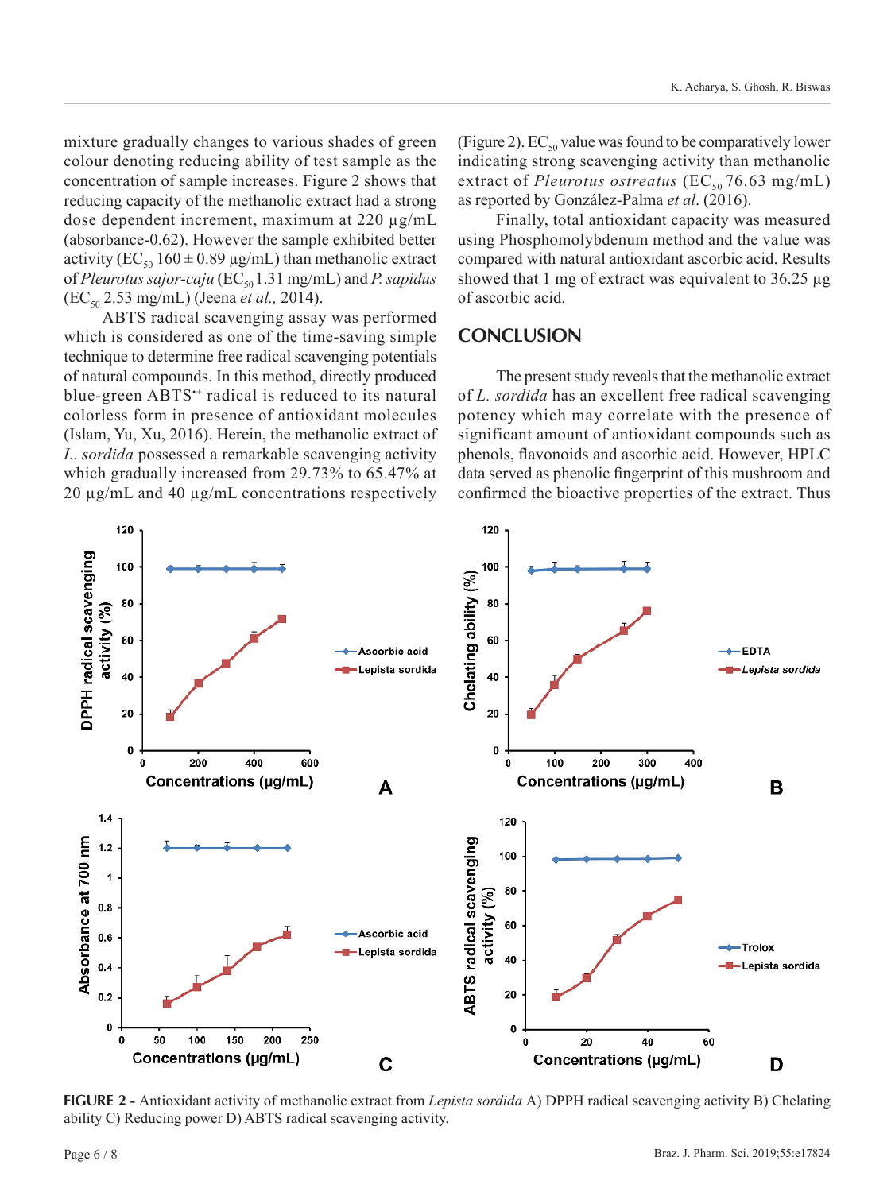mixture gradually changes to various shades of green colour denoting reducing ability of test sample as the concentration of sample increases. Figure 2 shows that reducing capacity of the methanolic extract had a strong dose dependent increment, maximum at 220 µg/mL (absorbance-0.62). However the sample exhibited better activity ($EC_{50}$ 160 ± 0.89 µg/mL) than methanolic extract of *Pleurotus sajor-caju* ($EC_{50}$ 1.31 mg/mL) and *P. sapidus* ($EC_{50}$ 2.53 mg/mL) (Jeena *et al.,* 2014).

ABTS radical scavenging assay was performed which is considered as one of the time-saving simple technique to determine free radical scavenging potentials of natural compounds. In this method, directly produced blue-green $ABTS^{\bullet+}$ radical is reduced to its natural colorless form in presence of antioxidant molecules (Islam, Yu, Xu, 2016). Herein, the methanolic extract of *L. sordida* possessed a remarkable scavenging activity which gradually increased from 29.73% to 65.47% at 20 µg/mL and 40 µg/mL concentrations respectively (Figure 2). $EC_{50}$ value was found to be comparatively lower indicating strong scavenging activity than methanolic extract of *Pleurotus ostreatus* ($EC_{50}$ 76.63 mg/mL) as reported by González-Palma *et al*. (2016).

Finally, total antioxidant capacity was measured using Phosphomolybdenum method and the value was compared with natural antioxidant ascorbic acid. Results showed that 1 mg of extract was equivalent to 36.25 µg of ascorbic acid.

## CONCLUSION

The present study reveals that the methanolic extract of *L. sordida* has an excellent free radical scavenging potency which may correlate with the presence of significant amount of antioxidant compounds such as phenols, flavonoids and ascorbic acid. However, HPLC data served as phenolic fingerprint of this mushroom and confirmed the bioactive properties of the extract. Thus

**FIGURE 2 -** Antioxidant activity of methanolic extract from *Lepista sordida* A) DPPH radical scavenging activity B) Chelating ability C) Reducing power D) ABTS radical scavenging activity.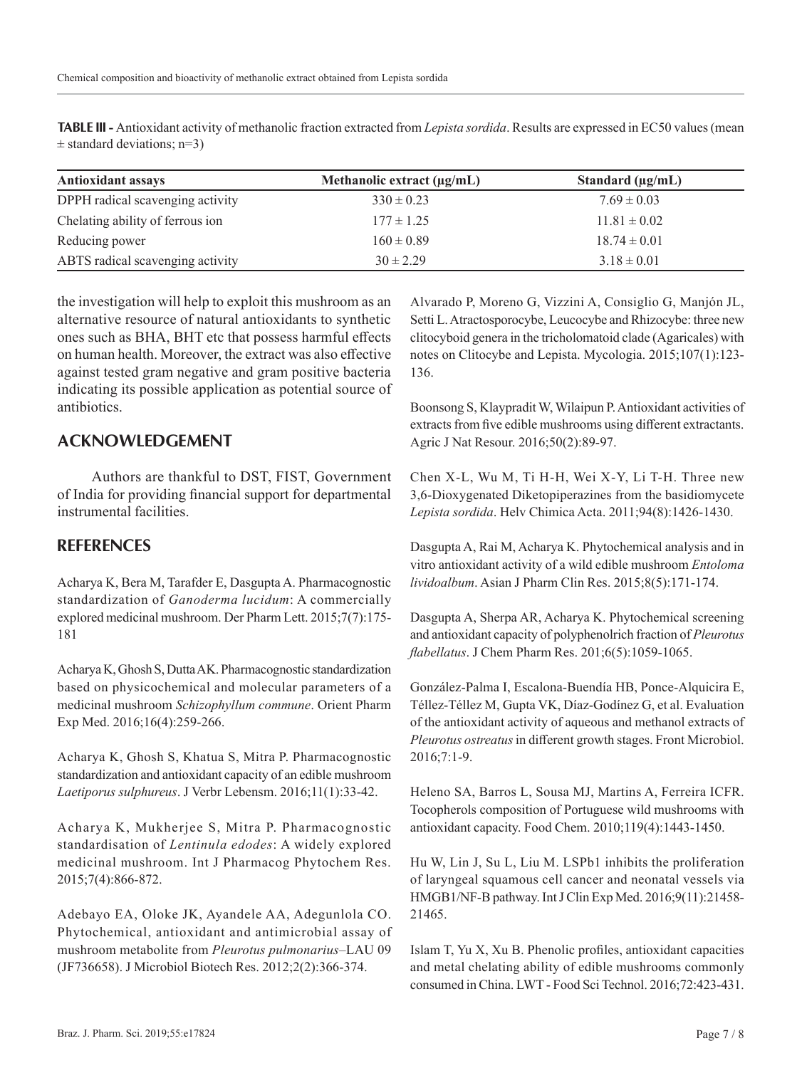**TABLE III -** Antioxidant activity of methanolic fraction extracted from *Lepista sordida*. Results are expressed in EC50 values (mean ± standard deviations; n=3)

| Antioxidant assays | Methanolic extract (μg/mL) | Standard (μg/mL) |
|---|---|---|
| DPPH radical scavenging activity | 330 ± 0.23 | 7.69 ± 0.03 |
| Chelating ability of ferrous ion | 177 ± 1.25 | 11.81 ± 0.02 |
| Reducing power | 160 ± 0.89 | 18.74 ± 0.01 |
| ABTS radical scavenging activity | 30 ± 2.29 | 3.18 ± 0.01 |

the investigation will help to exploit this mushroom as an alternative resource of natural antioxidants to synthetic ones such as BHA, BHT etc that possess harmful effects on human health. Moreover, the extract was also effective against tested gram negative and gram positive bacteria indicating its possible application as potential source of antibiotics.

## ACKNOWLEDGEMENT

Authors are thankful to DST, FIST, Government of India for providing financial support for departmental instrumental facilities.

## REFERENCES

Acharya K, Bera M, Tarafder E, Dasgupta A. Pharmacognostic standardization of *Ganoderma lucidum*: A commercially explored medicinal mushroom. Der Pharm Lett. 2015;7(7):175-181

Acharya K, Ghosh S, Dutta AK. Pharmacognostic standardization based on physicochemical and molecular parameters of a medicinal mushroom *Schizophyllum commune*. Orient Pharm Exp Med. 2016;16(4):259-266.

Acharya K, Ghosh S, Khatua S, Mitra P. Pharmacognostic standardization and antioxidant capacity of an edible mushroom *Laetiporus sulphureus*. J Verbr Lebensm. 2016;11(1):33-42.

Acharya K, Mukherjee S, Mitra P. Pharmacognostic standardisation of *Lentinula edodes*: A widely explored medicinal mushroom. Int J Pharmacog Phytochem Res. 2015;7(4):866-872.

Adebayo EA, Oloke JK, Ayandele AA, Adegunlola CO. Phytochemical, antioxidant and antimicrobial assay of mushroom metabolite from *Pleurotus pulmonarius*–LAU 09 (JF736658). J Microbiol Biotech Res. 2012;2(2):366-374.

Alvarado P, Moreno G, Vizzini A, Consiglio G, Manjón JL, Setti L. Atractosporocybe, Leucocybe and Rhizocybe: three new clitocyboid genera in the tricholomatoid clade (Agaricales) with notes on Clitocybe and Lepista. Mycologia. 2015;107(1):123-136.

Boonsong S, Klaypradit W, Wilaipun P. Antioxidant activities of extracts from five edible mushrooms using different extractants. Agric J Nat Resour. 2016;50(2):89-97.

Chen X-L, Wu M, Ti H-H, Wei X-Y, Li T-H. Three new 3,6-Dioxygenated Diketopiperazines from the basidiomycete *Lepista sordida*. Helv Chimica Acta. 2011;94(8):1426-1430.

Dasgupta A, Rai M, Acharya K. Phytochemical analysis and in vitro antioxidant activity of a wild edible mushroom *Entoloma lividoalbum*. Asian J Pharm Clin Res. 2015;8(5):171-174.

Dasgupta A, Sherpa AR, Acharya K. Phytochemical screening and antioxidant capacity of polyphenolrich fraction of *Pleurotus flabellatus*. J Chem Pharm Res. 201;6(5):1059-1065.

González-Palma I, Escalona-Buendía HB, Ponce-Alquicira E, Téllez-Téllez M, Gupta VK, Díaz-Godínez G, et al. Evaluation of the antioxidant activity of aqueous and methanol extracts of *Pleurotus ostreatus* in different growth stages. Front Microbiol. 2016;7:1-9.

Heleno SA, Barros L, Sousa MJ, Martins A, Ferreira ICFR. Tocopherols composition of Portuguese wild mushrooms with antioxidant capacity. Food Chem. 2010;119(4):1443-1450.

Hu W, Lin J, Su L, Liu M. LSPb1 inhibits the proliferation of laryngeal squamous cell cancer and neonatal vessels via HMGB1/NF-B pathway. Int J Clin Exp Med. 2016;9(11):21458-21465.

Islam T, Yu X, Xu B. Phenolic profiles, antioxidant capacities and metal chelating ability of edible mushrooms commonly consumed in China. LWT - Food Sci Technol. 2016;72:423-431.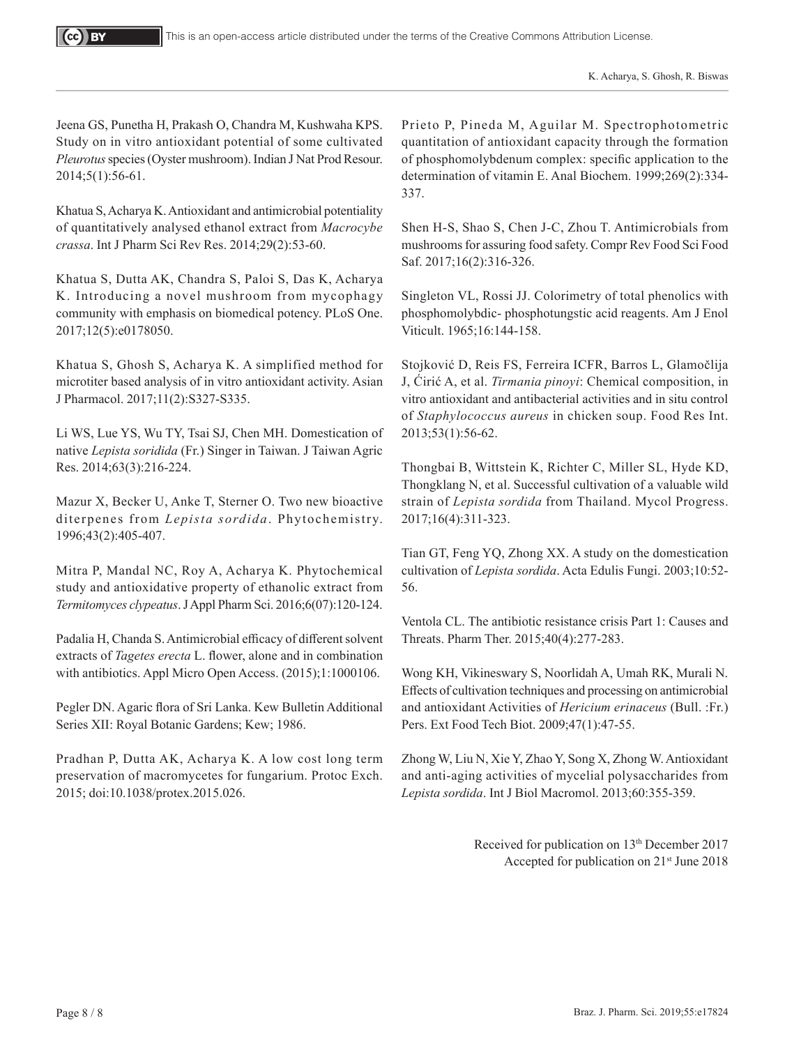Jeena GS, Punetha H, Prakash O, Chandra M, Kushwaha KPS. Study on in vitro antioxidant potential of some cultivated *Pleurotus* species (Oyster mushroom). Indian J Nat Prod Resour. 2014;5(1):56-61.

Khatua S, Acharya K. Antioxidant and antimicrobial potentiality of quantitatively analysed ethanol extract from *Macrocybe crassa*. Int J Pharm Sci Rev Res. 2014;29(2):53-60.

Khatua S, Dutta AK, Chandra S, Paloi S, Das K, Acharya K. Introducing a novel mushroom from mycophagy community with emphasis on biomedical potency. PLoS One. 2017;12(5):e0178050.

Khatua S, Ghosh S, Acharya K. A simplified method for microtiter based analysis of in vitro antioxidant activity. Asian J Pharmacol. 2017;11(2):S327-S335.

Li WS, Lue YS, Wu TY, Tsai SJ, Chen MH. Domestication of native *Lepista soridida* (Fr.) Singer in Taiwan. J Taiwan Agric Res. 2014;63(3):216-224.

Mazur X, Becker U, Anke T, Sterner O. Two new bioactive diterpenes from *Lepista sordida*. Phytochemistry. 1996;43(2):405-407.

Mitra P, Mandal NC, Roy A, Acharya K. Phytochemical study and antioxidative property of ethanolic extract from *Termitomyces clypeatus*. J Appl Pharm Sci. 2016;6(07):120-124.

Padalia H, Chanda S. Antimicrobial efficacy of different solvent extracts of *Tagetes erecta* L. flower, alone and in combination with antibiotics. Appl Micro Open Access. (2015);1:1000106.

Pegler DN. Agaric flora of Sri Lanka. Kew Bulletin Additional Series XII: Royal Botanic Gardens; Kew; 1986.

Pradhan P, Dutta AK, Acharya K. A low cost long term preservation of macromycetes for fungarium. Protoc Exch. 2015; doi:10.1038/protex.2015.026.

Prieto P, Pineda M, Aguilar M. Spectrophotometric quantitation of antioxidant capacity through the formation of phosphomolybdenum complex: specific application to the determination of vitamin E. Anal Biochem. 1999;269(2):334-337.

Shen H-S, Shao S, Chen J-C, Zhou T. Antimicrobials from mushrooms for assuring food safety. Compr Rev Food Sci Food Saf. 2017;16(2):316-326.

Singleton VL, Rossi JJ. Colorimetry of total phenolics with phosphomolybdic- phosphotungstic acid reagents. Am J Enol Viticult. 1965;16:144-158.

Stojković D, Reis FS, Ferreira ICFR, Barros L, Glamočlija J, Ćirić A, et al. *Tirmania pinoyi*: Chemical composition, in vitro antioxidant and antibacterial activities and in situ control of *Staphylococcus aureus* in chicken soup. Food Res Int. 2013;53(1):56-62.

Thongbai B, Wittstein K, Richter C, Miller SL, Hyde KD, Thongklang N, et al. Successful cultivation of a valuable wild strain of *Lepista sordida* from Thailand. Mycol Progress. 2017;16(4):311-323.

Tian GT, Feng YQ, Zhong XX. A study on the domestication cultivation of *Lepista sordida*. Acta Edulis Fungi. 2003;10:52-56.

Ventola CL. The antibiotic resistance crisis Part 1: Causes and Threats. Pharm Ther. 2015;40(4):277-283.

Wong KH, Vikineswary S, Noorlidah A, Umah RK, Murali N. Effects of cultivation techniques and processing on antimicrobial and antioxidant Activities of *Hericium erinaceus* (Bull. :Fr.) Pers. Ext Food Tech Biot. 2009;47(1):47-55.

Zhong W, Liu N, Xie Y, Zhao Y, Song X, Zhong W. Antioxidant and anti-aging activities of mycelial polysaccharides from *Lepista sordida*. Int J Biol Macromol. 2013;60:355-359.

Received for publication on 13th December 2017
Accepted for publication on 21st June 2018